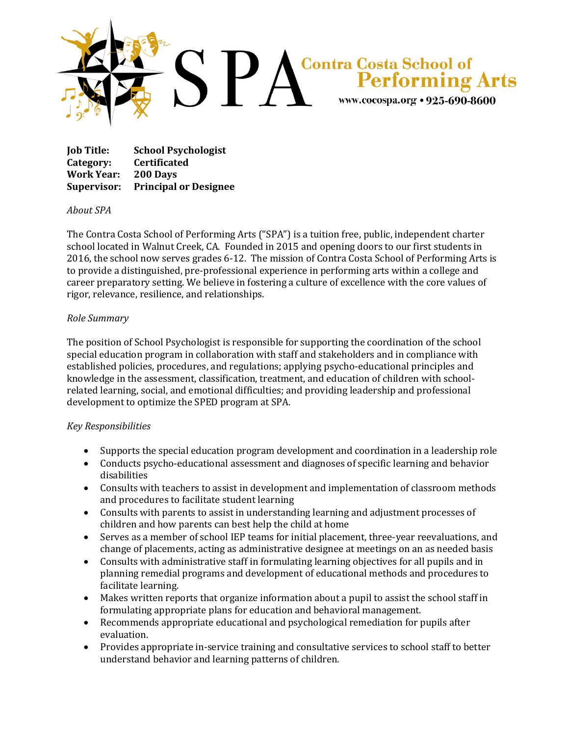SPA Contra Costa School of Performing Arts
www.cocospa.org • 925-690-8600

**Job Title:** **School Psychologist**
**Category:** **Certificated**
**Work Year:** **200 Days**
**Supervisor:** **Principal or Designee**

*About SPA*

The Contra Costa School of Performing Arts ("SPA") is a tuition free, public, independent charter school located in Walnut Creek, CA. Founded in 2015 and opening doors to our first students in 2016, the school now serves grades 6-12. The mission of Contra Costa School of Performing Arts is to provide a distinguished, pre-professional experience in performing arts within a college and career preparatory setting. We believe in fostering a culture of excellence with the core values of rigor, relevance, resilience, and relationships.

*Role Summary*

The position of School Psychologist is responsible for supporting the coordination of the school special education program in collaboration with staff and stakeholders and in compliance with established policies, procedures, and regulations; applying psycho-educational principles and knowledge in the assessment, classification, treatment, and education of children with school-related learning, social, and emotional difficulties; and providing leadership and professional development to optimize the SPED program at SPA.

*Key Responsibilities*

- Supports the special education program development and coordination in a leadership role
- Conducts psycho-educational assessment and diagnoses of specific learning and behavior disabilities
- Consults with teachers to assist in development and implementation of classroom methods and procedures to facilitate student learning
- Consults with parents to assist in understanding learning and adjustment processes of children and how parents can best help the child at home
- Serves as a member of school IEP teams for initial placement, three-year reevaluations, and change of placements, acting as administrative designee at meetings on an as needed basis
- Consults with administrative staff in formulating learning objectives for all pupils and in planning remedial programs and development of educational methods and procedures to facilitate learning.
- Makes written reports that organize information about a pupil to assist the school staff in formulating appropriate plans for education and behavioral management.
- Recommends appropriate educational and psychological remediation for pupils after evaluation.
- Provides appropriate in-service training and consultative services to school staff to better understand behavior and learning patterns of children.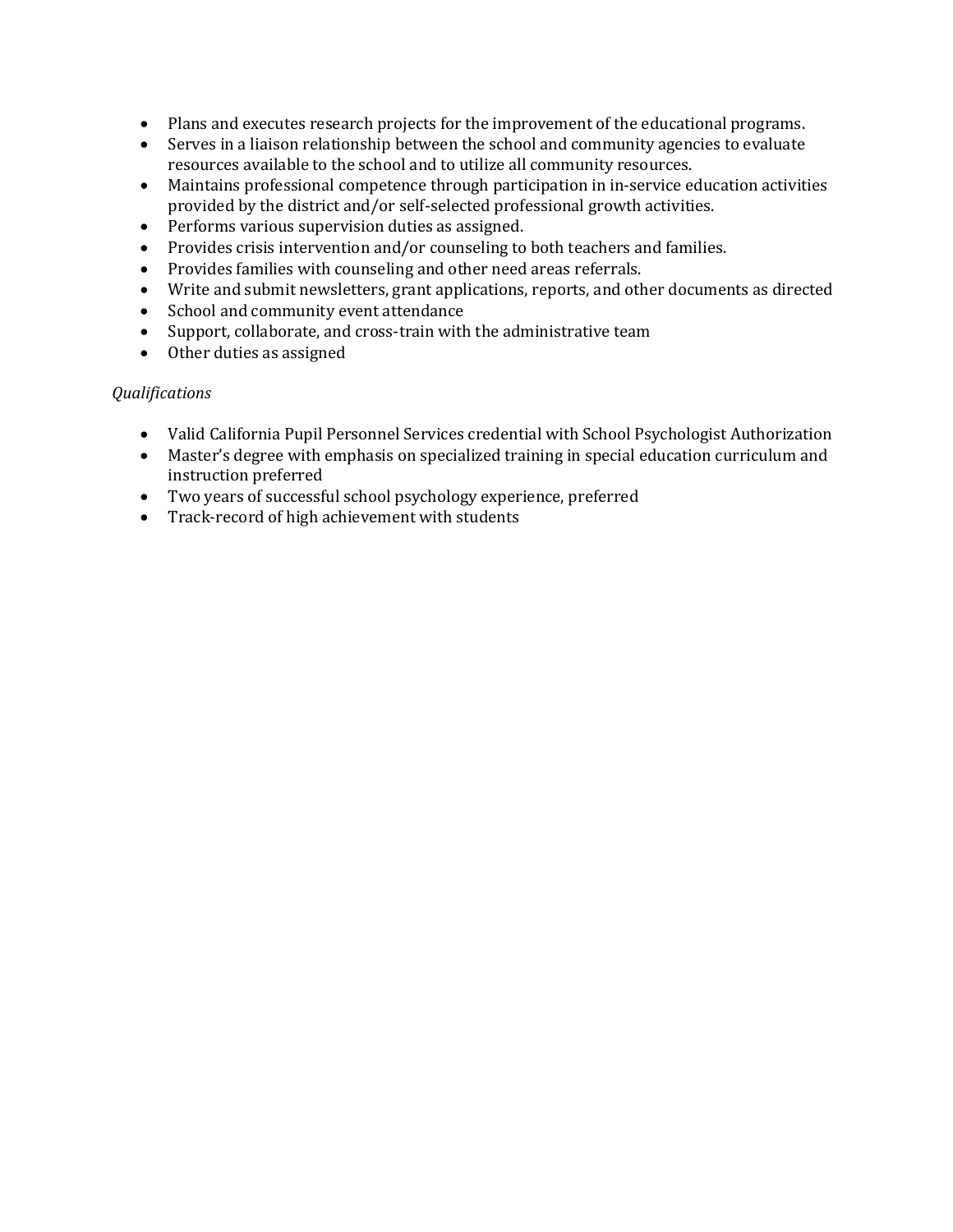- Plans and executes research projects for the improvement of the educational programs.
- Serves in a liaison relationship between the school and community agencies to evaluate resources available to the school and to utilize all community resources.
- Maintains professional competence through participation in in-service education activities provided by the district and/or self-selected professional growth activities.
- Performs various supervision duties as assigned.
- Provides crisis intervention and/or counseling to both teachers and families.
- Provides families with counseling and other need areas referrals.
- Write and submit newsletters, grant applications, reports, and other documents as directed
- School and community event attendance
- Support, collaborate, and cross-train with the administrative team
- Other duties as assigned

*Qualifications*

- Valid California Pupil Personnel Services credential with School Psychologist Authorization
- Master's degree with emphasis on specialized training in special education curriculum and instruction preferred
- Two years of successful school psychology experience, preferred
- Track-record of high achievement with students